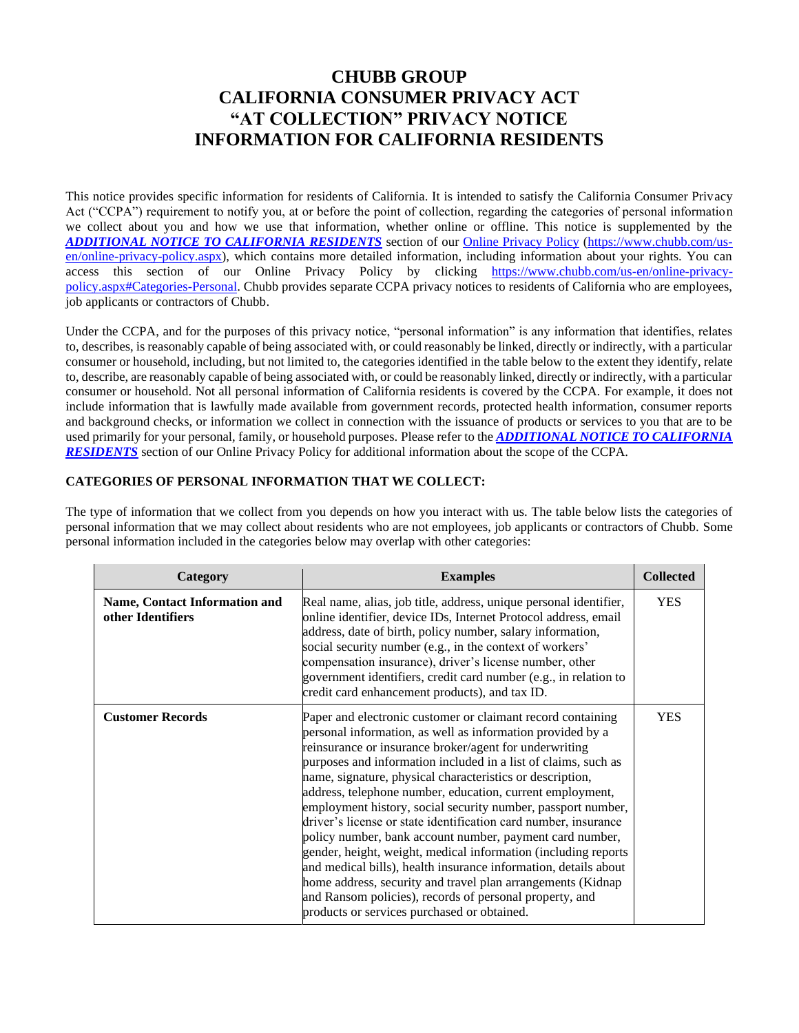# CHUBB GROUP
# CALIFORNIA CONSUMER PRIVACY ACT
# "AT COLLECTION" PRIVACY NOTICE
# INFORMATION FOR CALIFORNIA RESIDENTS

This notice provides specific information for residents of California. It is intended to satisfy the California Consumer Privacy Act ("CCPA") requirement to notify you, at or before the point of collection, regarding the categories of personal information we collect about you and how we use that information, whether online or offline. This notice is supplemented by the ***ADDITIONAL NOTICE TO CALIFORNIA RESIDENTS*** section of our Online Privacy Policy (https://www.chubb.com/us-en/online-privacy-policy.aspx), which contains more detailed information, including information about your rights. You can access this section of our Online Privacy Policy by clicking https://www.chubb.com/us-en/online-privacy-policy.aspx#Categories-Personal. Chubb provides separate CCPA privacy notices to residents of California who are employees, job applicants or contractors of Chubb.

Under the CCPA, and for the purposes of this privacy notice, "personal information" is any information that identifies, relates to, describes, is reasonably capable of being associated with, or could reasonably be linked, directly or indirectly, with a particular consumer or household, including, but not limited to, the categories identified in the table below to the extent they identify, relate to, describe, are reasonably capable of being associated with, or could be reasonably linked, directly or indirectly, with a particular consumer or household. Not all personal information of California residents is covered by the CCPA. For example, it does not include information that is lawfully made available from government records, protected health information, consumer reports and background checks, or information we collect in connection with the issuance of products or services to you that are to be used primarily for your personal, family, or household purposes. Please refer to the ***ADDITIONAL NOTICE TO CALIFORNIA RESIDENTS*** section of our Online Privacy Policy for additional information about the scope of the CCPA.

**CATEGORIES OF PERSONAL INFORMATION THAT WE COLLECT:**

The type of information that we collect from you depends on how you interact with us. The table below lists the categories of personal information that we may collect about residents who are not employees, job applicants or contractors of Chubb. Some personal information included in the categories below may overlap with other categories:

| Category | Examples | Collected |
|---|---|---|
| **Name, Contact Information and other Identifiers** | Real name, alias, job title, address, unique personal identifier, online identifier, device IDs, Internet Protocol address, email address, date of birth, policy number, salary information, social security number (e.g., in the context of workers' compensation insurance), driver's license number, other government identifiers, credit card number (e.g., in relation to credit card enhancement products), and tax ID. | YES |
| **Customer Records** | Paper and electronic customer or claimant record containing personal information, as well as information provided by a reinsurance or insurance broker/agent for underwriting purposes and information included in a list of claims, such as name, signature, physical characteristics or description, address, telephone number, education, current employment, employment history, social security number, passport number, driver's license or state identification card number, insurance policy number, bank account number, payment card number, gender, height, weight, medical information (including reports and medical bills), health insurance information, details about home address, security and travel plan arrangements (Kidnap and Ransom policies), records of personal property, and products or services purchased or obtained. | YES |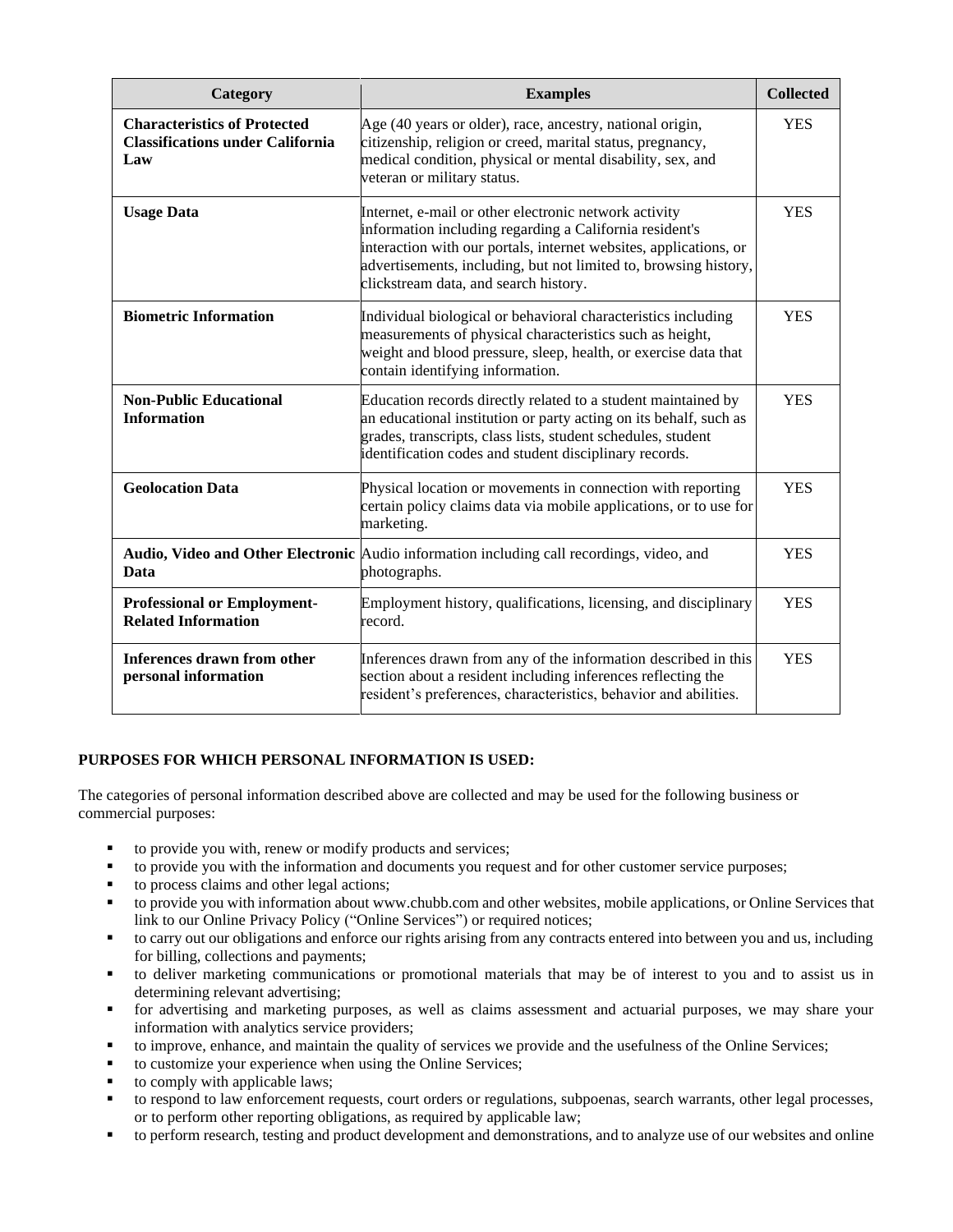| Category | Examples | Collected |
|---|---|---|
| **Characteristics of Protected Classifications under California Law** | Age (40 years or older), race, ancestry, national origin, citizenship, religion or creed, marital status, pregnancy, medical condition, physical or mental disability, sex, and veteran or military status. | YES |
| **Usage Data** | Internet, e-mail or other electronic network activity information including regarding a California resident's interaction with our portals, internet websites, applications, or advertisements, including, but not limited to, browsing history, clickstream data, and search history. | YES |
| **Biometric Information** | Individual biological or behavioral characteristics including measurements of physical characteristics such as height, weight and blood pressure, sleep, health, or exercise data that contain identifying information. | YES |
| **Non-Public Educational Information** | Education records directly related to a student maintained by an educational institution or party acting on its behalf, such as grades, transcripts, class lists, student schedules, student identification codes and student disciplinary records. | YES |
| **Geolocation Data** | Physical location or movements in connection with reporting certain policy claims data via mobile applications, or to use for marketing. | YES |
| **Audio, Video and Other Electronic Data** | Audio information including call recordings, video, and photographs. | YES |
| **Professional or Employment-Related Information** | Employment history, qualifications, licensing, and disciplinary record. | YES |
| **Inferences drawn from other personal information** | Inferences drawn from any of the information described in this section about a resident including inferences reflecting the resident's preferences, characteristics, behavior and abilities. | YES |

**PURPOSES FOR WHICH PERSONAL INFORMATION IS USED:**

The categories of personal information described above are collected and may be used for the following business or commercial purposes:

- to provide you with, renew or modify products and services;
- to provide you with the information and documents you request and for other customer service purposes;
- to process claims and other legal actions;
- to provide you with information about www.chubb.com and other websites, mobile applications, or Online Services that link to our Online Privacy Policy ("Online Services") or required notices;
- to carry out our obligations and enforce our rights arising from any contracts entered into between you and us, including for billing, collections and payments;
- to deliver marketing communications or promotional materials that may be of interest to you and to assist us in determining relevant advertising;
- for advertising and marketing purposes, as well as claims assessment and actuarial purposes, we may share your information with analytics service providers;
- to improve, enhance, and maintain the quality of services we provide and the usefulness of the Online Services;
- to customize your experience when using the Online Services;
- to comply with applicable laws;
- to respond to law enforcement requests, court orders or regulations, subpoenas, search warrants, other legal processes, or to perform other reporting obligations, as required by applicable law;
- to perform research, testing and product development and demonstrations, and to analyze use of our websites and online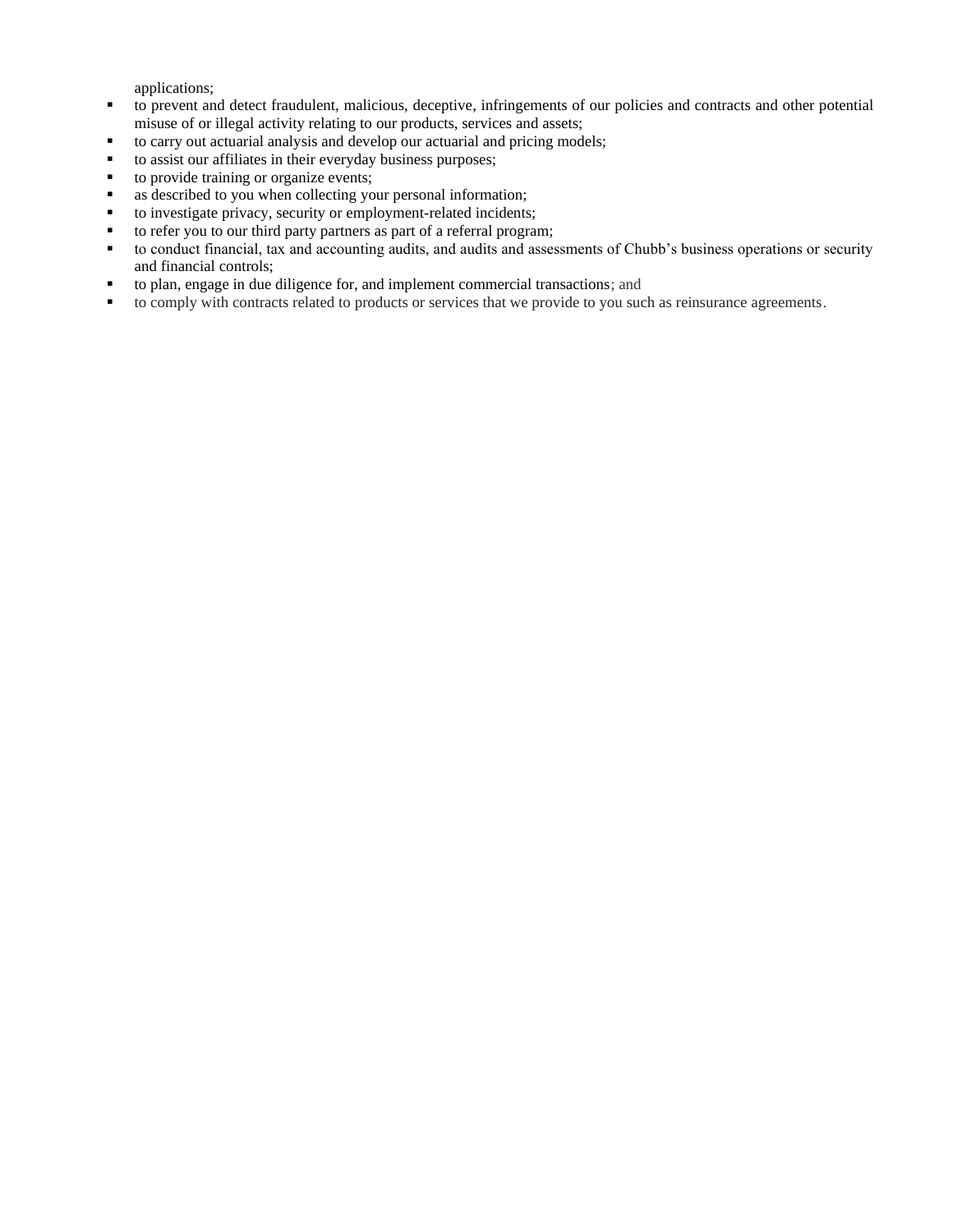applications;

- to prevent and detect fraudulent, malicious, deceptive, infringements of our policies and contracts and other potential misuse of or illegal activity relating to our products, services and assets;
- to carry out actuarial analysis and develop our actuarial and pricing models;
- to assist our affiliates in their everyday business purposes;
- to provide training or organize events;
- as described to you when collecting your personal information;
- to investigate privacy, security or employment-related incidents;
- to refer you to our third party partners as part of a referral program;
- to conduct financial, tax and accounting audits, and audits and assessments of Chubb's business operations or security and financial controls;
- to plan, engage in due diligence for, and implement commercial transactions; and
- to comply with contracts related to products or services that we provide to you such as reinsurance agreements.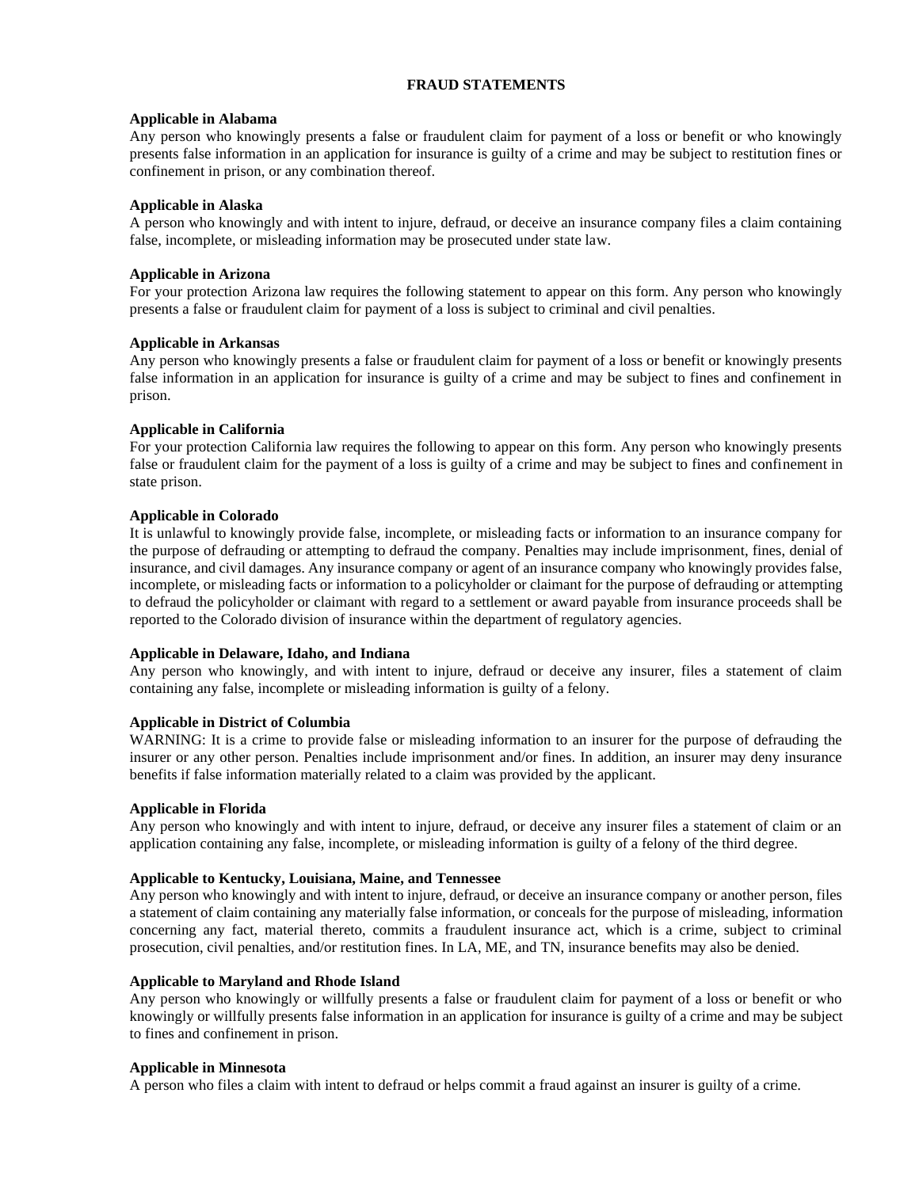## FRAUD STATEMENTS

**Applicable in Alabama**
Any person who knowingly presents a false or fraudulent claim for payment of a loss or benefit or who knowingly presents false information in an application for insurance is guilty of a crime and may be subject to restitution fines or confinement in prison, or any combination thereof.

**Applicable in Alaska**
A person who knowingly and with intent to injure, defraud, or deceive an insurance company files a claim containing false, incomplete, or misleading information may be prosecuted under state law.

**Applicable in Arizona**
For your protection Arizona law requires the following statement to appear on this form. Any person who knowingly presents a false or fraudulent claim for payment of a loss is subject to criminal and civil penalties.

**Applicable in Arkansas**
Any person who knowingly presents a false or fraudulent claim for payment of a loss or benefit or knowingly presents false information in an application for insurance is guilty of a crime and may be subject to fines and confinement in prison.

**Applicable in California**
For your protection California law requires the following to appear on this form. Any person who knowingly presents false or fraudulent claim for the payment of a loss is guilty of a crime and may be subject to fines and confinement in state prison.

**Applicable in Colorado**
It is unlawful to knowingly provide false, incomplete, or misleading facts or information to an insurance company for the purpose of defrauding or attempting to defraud the company. Penalties may include imprisonment, fines, denial of insurance, and civil damages. Any insurance company or agent of an insurance company who knowingly provides false, incomplete, or misleading facts or information to a policyholder or claimant for the purpose of defrauding or attempting to defraud the policyholder or claimant with regard to a settlement or award payable from insurance proceeds shall be reported to the Colorado division of insurance within the department of regulatory agencies.

**Applicable in Delaware, Idaho, and Indiana**
Any person who knowingly, and with intent to injure, defraud or deceive any insurer, files a statement of claim containing any false, incomplete or misleading information is guilty of a felony.

**Applicable in District of Columbia**
WARNING: It is a crime to provide false or misleading information to an insurer for the purpose of defrauding the insurer or any other person. Penalties include imprisonment and/or fines. In addition, an insurer may deny insurance benefits if false information materially related to a claim was provided by the applicant.

**Applicable in Florida**
Any person who knowingly and with intent to injure, defraud, or deceive any insurer files a statement of claim or an application containing any false, incomplete, or misleading information is guilty of a felony of the third degree.

**Applicable to Kentucky, Louisiana, Maine, and Tennessee**
Any person who knowingly and with intent to injure, defraud, or deceive an insurance company or another person, files a statement of claim containing any materially false information, or conceals for the purpose of misleading, information concerning any fact, material thereto, commits a fraudulent insurance act, which is a crime, subject to criminal prosecution, civil penalties, and/or restitution fines. In LA, ME, and TN, insurance benefits may also be denied.

**Applicable to Maryland and Rhode Island**
Any person who knowingly or willfully presents a false or fraudulent claim for payment of a loss or benefit or who knowingly or willfully presents false information in an application for insurance is guilty of a crime and may be subject to fines and confinement in prison.

**Applicable in Minnesota**
A person who files a claim with intent to defraud or helps commit a fraud against an insurer is guilty of a crime.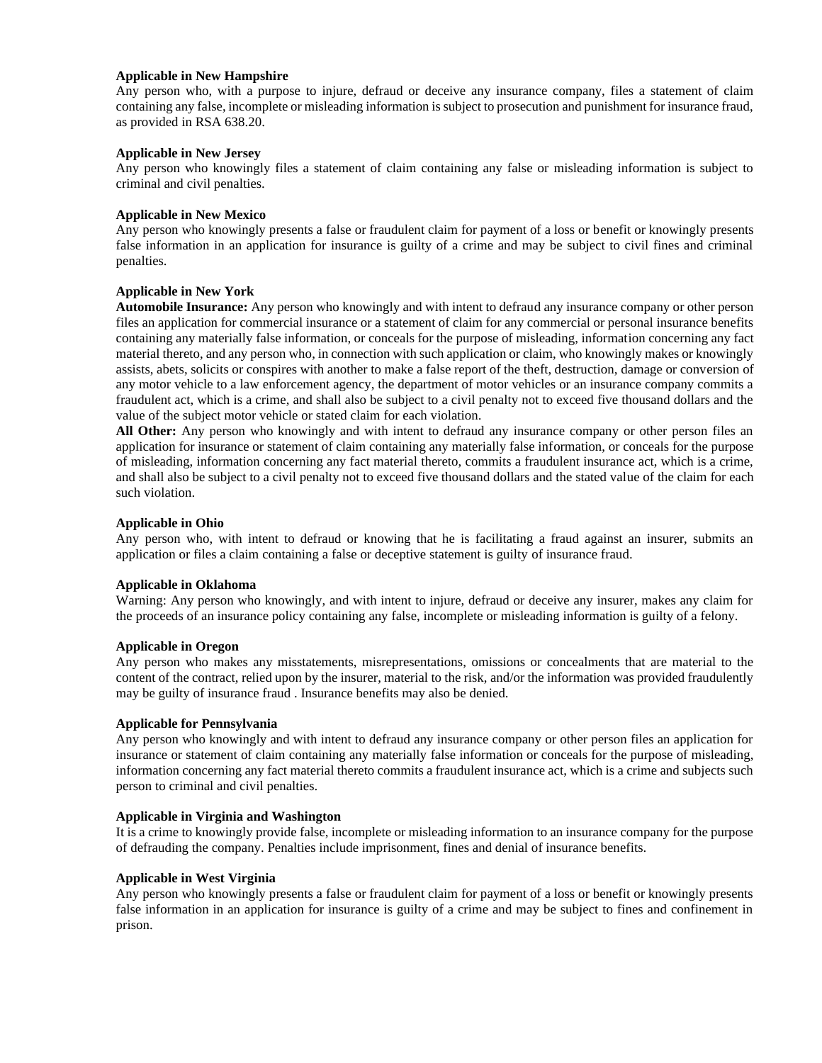**Applicable in New Hampshire**
Any person who, with a purpose to injure, defraud or deceive any insurance company, files a statement of claim containing any false, incomplete or misleading information is subject to prosecution and punishment for insurance fraud, as provided in RSA 638.20.

**Applicable in New Jersey**
Any person who knowingly files a statement of claim containing any false or misleading information is subject to criminal and civil penalties.

**Applicable in New Mexico**
Any person who knowingly presents a false or fraudulent claim for payment of a loss or benefit or knowingly presents false information in an application for insurance is guilty of a crime and may be subject to civil fines and criminal penalties.

**Applicable in New York**
**Automobile Insurance:** Any person who knowingly and with intent to defraud any insurance company or other person files an application for commercial insurance or a statement of claim for any commercial or personal insurance benefits containing any materially false information, or conceals for the purpose of misleading, information concerning any fact material thereto, and any person who, in connection with such application or claim, who knowingly makes or knowingly assists, abets, solicits or conspires with another to make a false report of the theft, destruction, damage or conversion of any motor vehicle to a law enforcement agency, the department of motor vehicles or an insurance company commits a fraudulent act, which is a crime, and shall also be subject to a civil penalty not to exceed five thousand dollars and the value of the subject motor vehicle or stated claim for each violation.
**All Other:** Any person who knowingly and with intent to defraud any insurance company or other person files an application for insurance or statement of claim containing any materially false information, or conceals for the purpose of misleading, information concerning any fact material thereto, commits a fraudulent insurance act, which is a crime, and shall also be subject to a civil penalty not to exceed five thousand dollars and the stated value of the claim for each such violation.

**Applicable in Ohio**
Any person who, with intent to defraud or knowing that he is facilitating a fraud against an insurer, submits an application or files a claim containing a false or deceptive statement is guilty of insurance fraud.

**Applicable in Oklahoma**
Warning: Any person who knowingly, and with intent to injure, defraud or deceive any insurer, makes any claim for the proceeds of an insurance policy containing any false, incomplete or misleading information is guilty of a felony.

**Applicable in Oregon**
Any person who makes any misstatements, misrepresentations, omissions or concealments that are material to the content of the contract, relied upon by the insurer, material to the risk, and/or the information was provided fraudulently may be guilty of insurance fraud . Insurance benefits may also be denied.

**Applicable for Pennsylvania**
Any person who knowingly and with intent to defraud any insurance company or other person files an application for insurance or statement of claim containing any materially false information or conceals for the purpose of misleading, information concerning any fact material thereto commits a fraudulent insurance act, which is a crime and subjects such person to criminal and civil penalties.

**Applicable in Virginia and Washington**
It is a crime to knowingly provide false, incomplete or misleading information to an insurance company for the purpose of defrauding the company. Penalties include imprisonment, fines and denial of insurance benefits.

**Applicable in West Virginia**
Any person who knowingly presents a false or fraudulent claim for payment of a loss or benefit or knowingly presents false information in an application for insurance is guilty of a crime and may be subject to fines and confinement in prison.